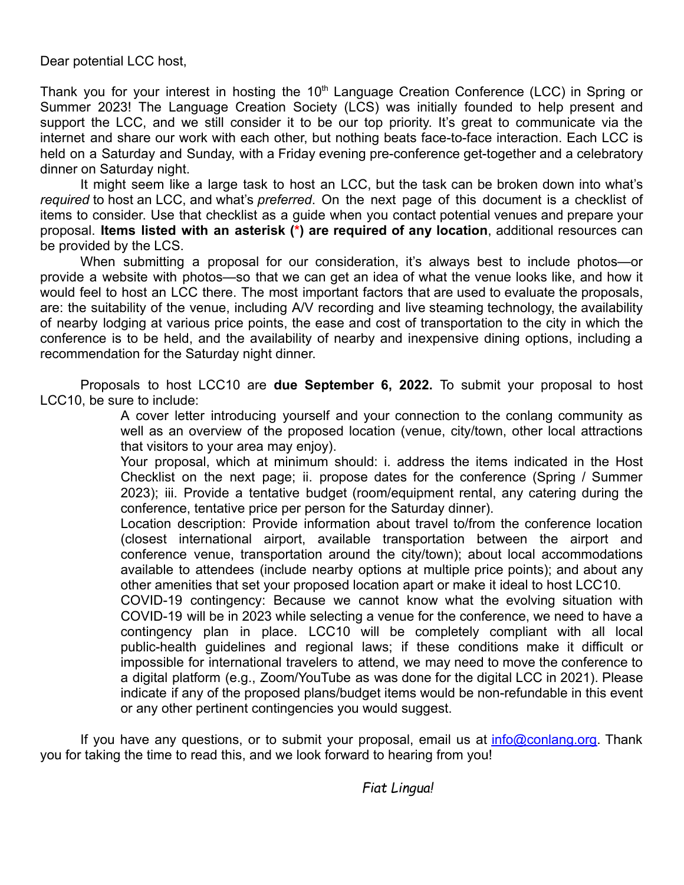Dear potential LCC host,

Thank you for your interest in hosting the 10th Language Creation Conference (LCC) in Spring or Summer 2023! The Language Creation Society (LCS) was initially founded to help present and support the LCC, and we still consider it to be our top priority. It's great to communicate via the internet and share our work with each other, but nothing beats face-to-face interaction. Each LCC is held on a Saturday and Sunday, with a Friday evening pre-conference get-together and a celebratory dinner on Saturday night.

It might seem like a large task to host an LCC, but the task can be broken down into what's *required* to host an LCC, and what's *preferred*. On the next page of this document is a checklist of items to consider. Use that checklist as a guide when you contact potential venues and prepare your proposal. **Items listed with an asterisk (*) are required of any location**, additional resources can be provided by the LCS.

When submitting a proposal for our consideration, it's always best to include photos—or provide a website with photos—so that we can get an idea of what the venue looks like, and how it would feel to host an LCC there. The most important factors that are used to evaluate the proposals, are: the suitability of the venue, including A/V recording and live steaming technology, the availability of nearby lodging at various price points, the ease and cost of transportation to the city in which the conference is to be held, and the availability of nearby and inexpensive dining options, including a recommendation for the Saturday night dinner.

Proposals to host LCC10 are **due September 6, 2022.** To submit your proposal to host LCC10, be sure to include:

A cover letter introducing yourself and your connection to the conlang community as well as an overview of the proposed location (venue, city/town, other local attractions that visitors to your area may enjoy).

Your proposal, which at minimum should: i. address the items indicated in the Host Checklist on the next page; ii. propose dates for the conference (Spring / Summer 2023); iii. Provide a tentative budget (room/equipment rental, any catering during the conference, tentative price per person for the Saturday dinner).

Location description: Provide information about travel to/from the conference location (closest international airport, available transportation between the airport and conference venue, transportation around the city/town); about local accommodations available to attendees (include nearby options at multiple price points); and about any other amenities that set your proposed location apart or make it ideal to host LCC10.

COVID-19 contingency: Because we cannot know what the evolving situation with COVID-19 will be in 2023 while selecting a venue for the conference, we need to have a contingency plan in place. LCC10 will be completely compliant with all local public-health guidelines and regional laws; if these conditions make it difficult or impossible for international travelers to attend, we may need to move the conference to a digital platform (e.g., Zoom/YouTube as was done for the digital LCC in 2021). Please indicate if any of the proposed plans/budget items would be non-refundable in this event or any other pertinent contingencies you would suggest.

If you have any questions, or to submit your proposal, email us at info@conlang.org. Thank you for taking the time to read this, and we look forward to hearing from you!

*Fiat Lingua!*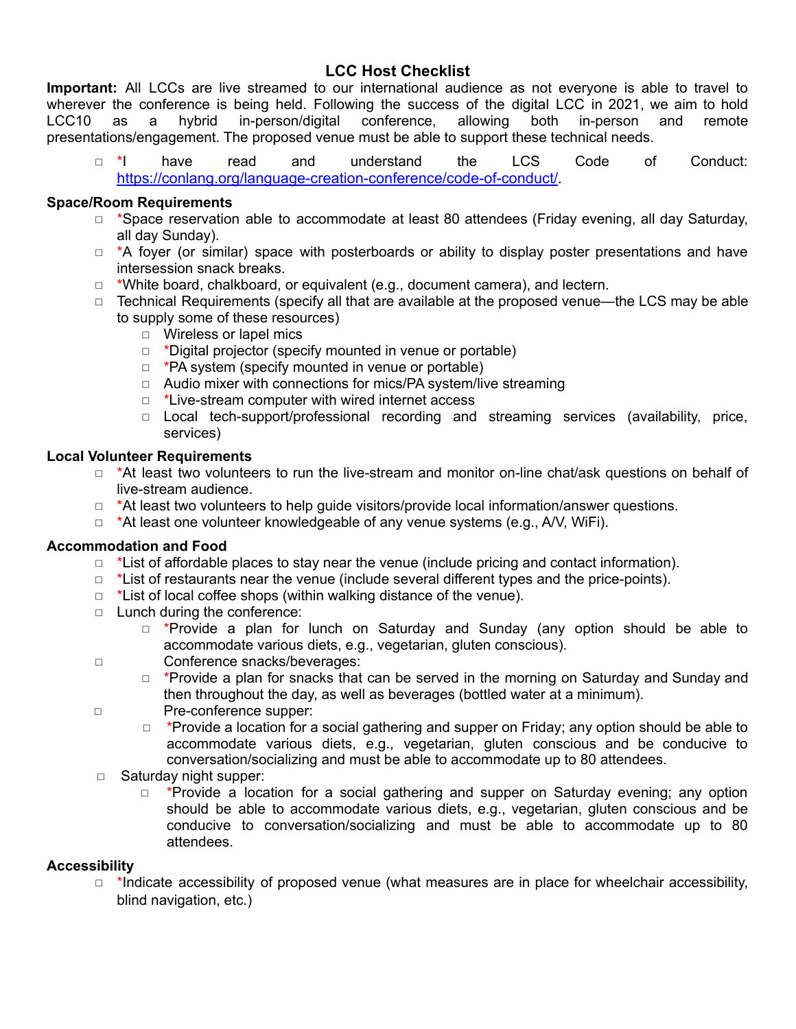## LCC Host Checklist

**Important:** All LCCs are live streamed to our international audience as not everyone is able to travel to wherever the conference is being held. Following the success of the digital LCC in 2021, we aim to hold LCC10 as a hybrid in-person/digital conference, allowing both in-person and remote presentations/engagement. The proposed venue must be able to support these technical needs.

- ☐ *I have read and understand the LCS Code of Conduct: [https://conlang.org/language-creation-conference/code-of-conduct/](https://conlang.org/language-creation-conference/code-of-conduct/).

**Space/Room Requirements**

- ☐ *Space reservation able to accommodate at least 80 attendees (Friday evening, all day Saturday, all day Sunday).
- ☐ *A foyer (or similar) space with posterboards or ability to display poster presentations and have intersession snack breaks.
- ☐ *White board, chalkboard, or equivalent (e.g., document camera), and lectern.
- ☐ Technical Requirements (specify all that are available at the proposed venue—the LCS may be able to supply some of these resources)
  - ☐ Wireless or lapel mics
  - ☐ *Digital projector (specify mounted in venue or portable)
  - ☐ *PA system (specify mounted in venue or portable)
  - ☐ Audio mixer with connections for mics/PA system/live streaming
  - ☐ *Live-stream computer with wired internet access
  - ☐ Local tech-support/professional recording and streaming services (availability, price, services)

**Local Volunteer Requirements**

- ☐ *At least two volunteers to run the live-stream and monitor on-line chat/ask questions on behalf of live-stream audience.
- ☐ *At least two volunteers to help guide visitors/provide local information/answer questions.
- ☐ *At least one volunteer knowledgeable of any venue systems (e.g., A/V, WiFi).

**Accommodation and Food**

- ☐ *List of affordable places to stay near the venue (include pricing and contact information).
- ☐ *List of restaurants near the venue (include several different types and the price-points).
- ☐ *List of local coffee shops (within walking distance of the venue).
- ☐ Lunch during the conference:
  - ☐ *Provide a plan for lunch on Saturday and Sunday (any option should be able to accommodate various diets, e.g., vegetarian, gluten conscious).
- ☐ Conference snacks/beverages:
  - ☐ *Provide a plan for snacks that can be served in the morning on Saturday and Sunday and then throughout the day, as well as beverages (bottled water at a minimum).
- ☐ Pre-conference supper:
  - ☐ *Provide a location for a social gathering and supper on Friday; any option should be able to accommodate various diets, e.g., vegetarian, gluten conscious and be conducive to conversation/socializing and must be able to accommodate up to 80 attendees.
- ☐ Saturday night supper:
  - ☐ *Provide a location for a social gathering and supper on Saturday evening; any option should be able to accommodate various diets, e.g., vegetarian, gluten conscious and be conducive to conversation/socializing and must be able to accommodate up to 80 attendees.

**Accessibility**

- ☐ *Indicate accessibility of proposed venue (what measures are in place for wheelchair accessibility, blind navigation, etc.)